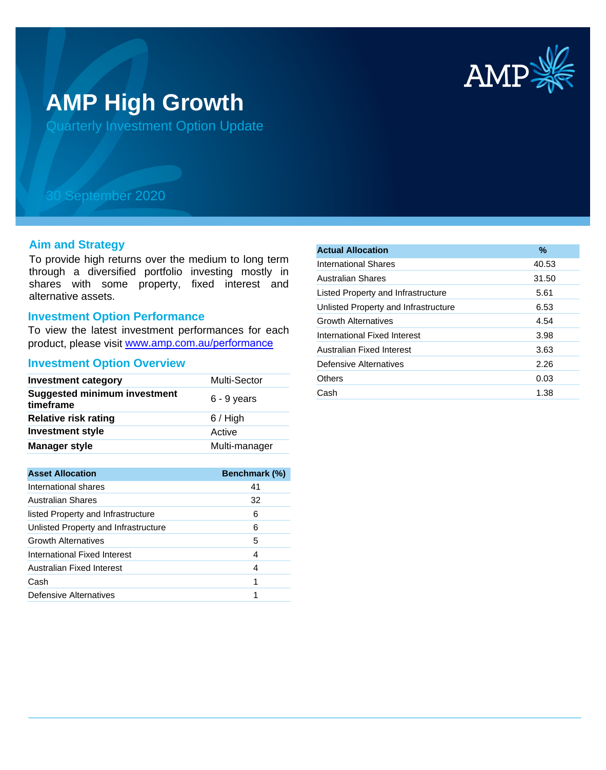# AMP High Growth

Quarterly Investment Option Update

30 September 2020

## Aim and Strategy

To provide high returns over the medium to long term through a diversified portfolio investing mostly in shares with some property, fixed interest and alternative assets.

## Investment Option Performance

To view the latest investment performances for each product, please visit www.amp.com.au/performance

## Investment Option Overview

| | |
|---|---|
| **Investment category** | Multi-Sector |
| **Suggested minimum investment timeframe** | 6 - 9 years |
| **Relative risk rating** | 6 / High |
| **Investment style** | Active |
| **Manager style** | Multi-manager |

| Asset Allocation | Benchmark (%) |
|---|---|
| International shares | 41 |
| Australian Shares | 32 |
| listed Property and Infrastructure | 6 |
| Unlisted Property and Infrastructure | 6 |
| Growth Alternatives | 5 |
| International Fixed Interest | 4 |
| Australian Fixed Interest | 4 |
| Cash | 1 |
| Defensive Alternatives | 1 |

| Actual Allocation | % |
|---|---|
| International Shares | 40.53 |
| Australian Shares | 31.50 |
| Listed Property and Infrastructure | 5.61 |
| Unlisted Property and Infrastructure | 6.53 |
| Growth Alternatives | 4.54 |
| International Fixed Interest | 3.98 |
| Australian Fixed Interest | 3.63 |
| Defensive Alternatives | 2.26 |
| Others | 0.03 |
| Cash | 1.38 |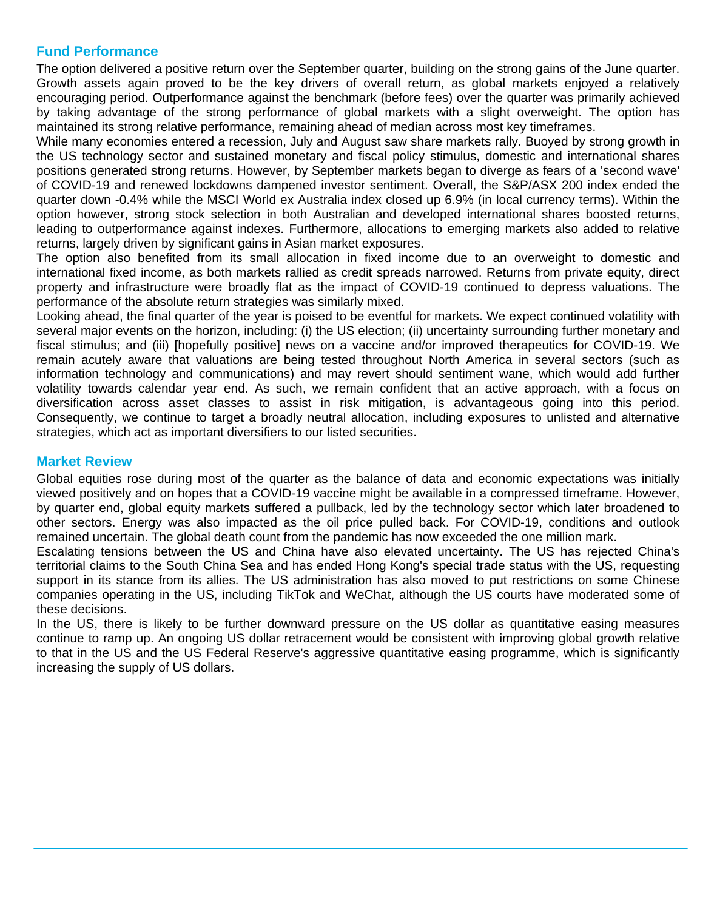## Fund Performance

The option delivered a positive return over the September quarter, building on the strong gains of the June quarter. Growth assets again proved to be the key drivers of overall return, as global markets enjoyed a relatively encouraging period. Outperformance against the benchmark (before fees) over the quarter was primarily achieved by taking advantage of the strong performance of global markets with a slight overweight. The option has maintained its strong relative performance, remaining ahead of median across most key timeframes.

While many economies entered a recession, July and August saw share markets rally. Buoyed by strong growth in the US technology sector and sustained monetary and fiscal policy stimulus, domestic and international shares positions generated strong returns. However, by September markets began to diverge as fears of a 'second wave' of COVID-19 and renewed lockdowns dampened investor sentiment. Overall, the S&P/ASX 200 index ended the quarter down -0.4% while the MSCI World ex Australia index closed up 6.9% (in local currency terms). Within the option however, strong stock selection in both Australian and developed international shares boosted returns, leading to outperformance against indexes. Furthermore, allocations to emerging markets also added to relative returns, largely driven by significant gains in Asian market exposures.

The option also benefited from its small allocation in fixed income due to an overweight to domestic and international fixed income, as both markets rallied as credit spreads narrowed. Returns from private equity, direct property and infrastructure were broadly flat as the impact of COVID-19 continued to depress valuations. The performance of the absolute return strategies was similarly mixed.

Looking ahead, the final quarter of the year is poised to be eventful for markets. We expect continued volatility with several major events on the horizon, including: (i) the US election; (ii) uncertainty surrounding further monetary and fiscal stimulus; and (iii) [hopefully positive] news on a vaccine and/or improved therapeutics for COVID-19. We remain acutely aware that valuations are being tested throughout North America in several sectors (such as information technology and communications) and may revert should sentiment wane, which would add further volatility towards calendar year end. As such, we remain confident that an active approach, with a focus on diversification across asset classes to assist in risk mitigation, is advantageous going into this period. Consequently, we continue to target a broadly neutral allocation, including exposures to unlisted and alternative strategies, which act as important diversifiers to our listed securities.

## Market Review

Global equities rose during most of the quarter as the balance of data and economic expectations was initially viewed positively and on hopes that a COVID-19 vaccine might be available in a compressed timeframe. However, by quarter end, global equity markets suffered a pullback, led by the technology sector which later broadened to other sectors. Energy was also impacted as the oil price pulled back. For COVID-19, conditions and outlook remained uncertain. The global death count from the pandemic has now exceeded the one million mark.

Escalating tensions between the US and China have also elevated uncertainty. The US has rejected China's territorial claims to the South China Sea and has ended Hong Kong's special trade status with the US, requesting support in its stance from its allies. The US administration has also moved to put restrictions on some Chinese companies operating in the US, including TikTok and WeChat, although the US courts have moderated some of these decisions.

In the US, there is likely to be further downward pressure on the US dollar as quantitative easing measures continue to ramp up. An ongoing US dollar retracement would be consistent with improving global growth relative to that in the US and the US Federal Reserve's aggressive quantitative easing programme, which is significantly increasing the supply of US dollars.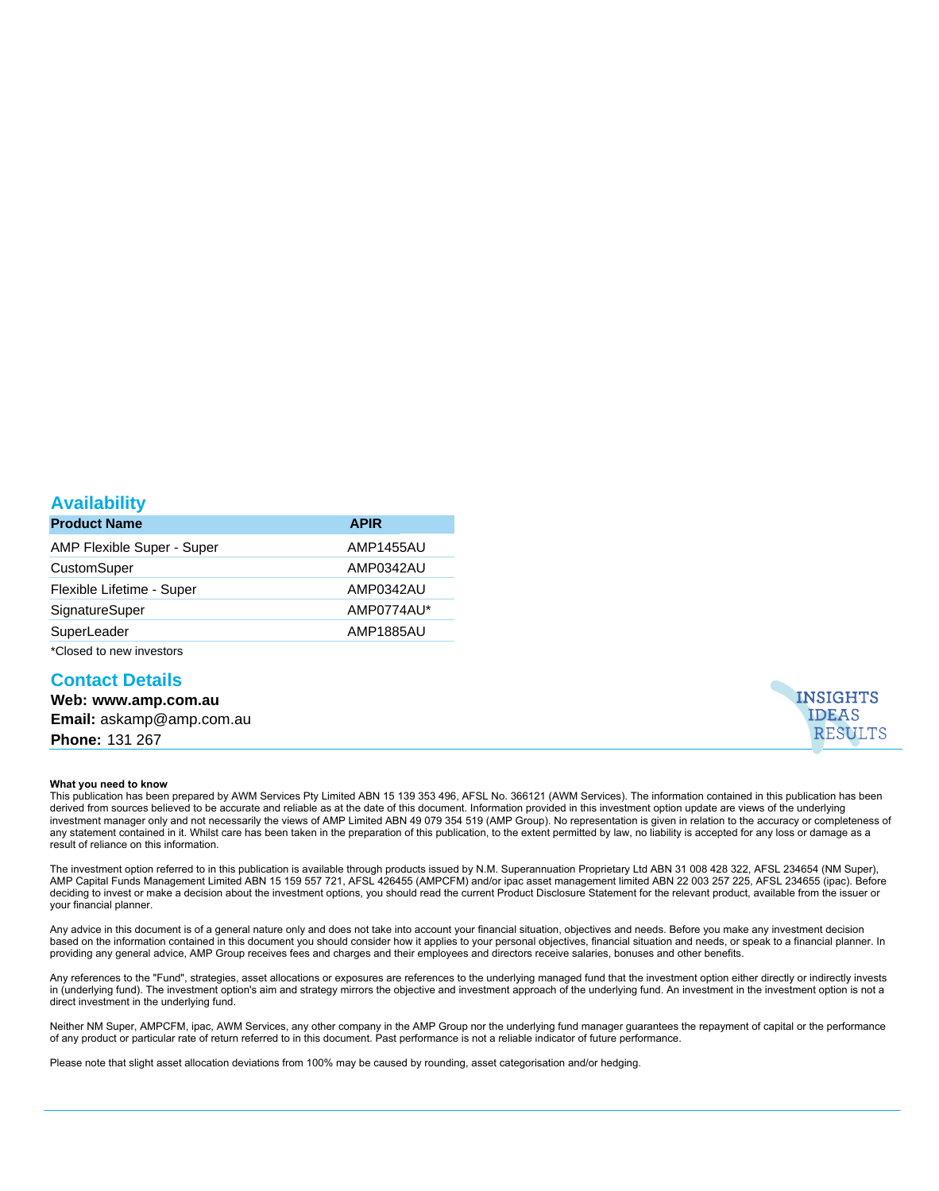## Availability

| Product Name | APIR |
|---|---|
| AMP Flexible Super - Super | AMP1455AU |
| CustomSuper | AMP0342AU |
| Flexible Lifetime - Super | AMP0342AU |
| SignatureSuper | AMP0774AU* |
| SuperLeader | AMP1885AU |

*Closed to new investors

## Contact Details

**Web: www.amp.com.au**
**Email:** askamp@amp.com.au
**Phone:** 131 267

INSIGHTS
IDEAS
RESULTS

**What you need to know**
This publication has been prepared by AWM Services Pty Limited ABN 15 139 353 496, AFSL No. 366121 (AWM Services). The information contained in this publication has been derived from sources believed to be accurate and reliable as at the date of this document. Information provided in this investment option update are views of the underlying investment manager only and not necessarily the views of AMP Limited ABN 49 079 354 519 (AMP Group). No representation is given in relation to the accuracy or completeness of any statement contained in it. Whilst care has been taken in the preparation of this publication, to the extent permitted by law, no liability is accepted for any loss or damage as a result of reliance on this information.

The investment option referred to in this publication is available through products issued by N.M. Superannuation Proprietary Ltd ABN 31 008 428 322, AFSL 234654 (NM Super), AMP Capital Funds Management Limited ABN 15 159 557 721, AFSL 426455 (AMPCFM) and/or ipac asset management limited ABN 22 003 257 225, AFSL 234655 (ipac). Before deciding to invest or make a decision about the investment options, you should read the current Product Disclosure Statement for the relevant product, available from the issuer or your financial planner.

Any advice in this document is of a general nature only and does not take into account your financial situation, objectives and needs. Before you make any investment decision based on the information contained in this document you should consider how it applies to your personal objectives, financial situation and needs, or speak to a financial planner. In providing any general advice, AMP Group receives fees and charges and their employees and directors receive salaries, bonuses and other benefits.

Any references to the "Fund", strategies, asset allocations or exposures are references to the underlying managed fund that the investment option either directly or indirectly invests in (underlying fund). The investment option's aim and strategy mirrors the objective and investment approach of the underlying fund. An investment in the investment option is not a direct investment in the underlying fund.

Neither NM Super, AMPCFM, ipac, AWM Services, any other company in the AMP Group nor the underlying fund manager guarantees the repayment of capital or the performance of any product or particular rate of return referred to in this document. Past performance is not a reliable indicator of future performance.

Please note that slight asset allocation deviations from 100% may be caused by rounding, asset categorisation and/or hedging.